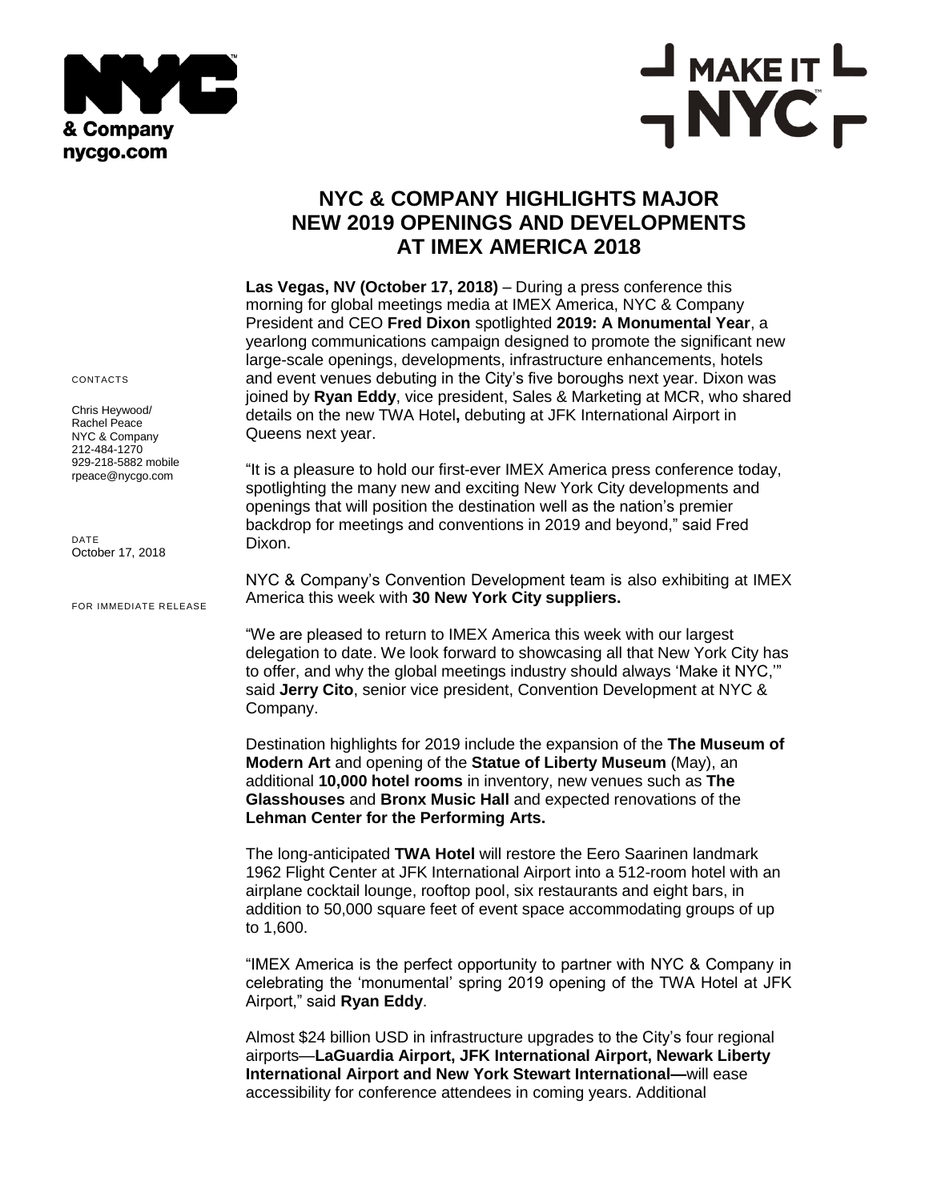NYC & Company
nycgo.com

MAKE IT NYC

# NYC & COMPANY HIGHLIGHTS MAJOR NEW 2019 OPENINGS AND DEVELOPMENTS AT IMEX AMERICA 2018

CONTACTS

Chris Heywood/
Rachel Peace
NYC & Company
212-484-1270
929-218-5882 mobile
rpeace@nycgo.com

DATE
October 17, 2018

FOR IMMEDIATE RELEASE

**Las Vegas, NV (October 17, 2018)** – During a press conference this morning for global meetings media at IMEX America, NYC & Company President and CEO **Fred Dixon** spotlighted **2019: A Monumental Year**, a yearlong communications campaign designed to promote the significant new large-scale openings, developments, infrastructure enhancements, hotels and event venues debuting in the City's five boroughs next year. Dixon was joined by **Ryan Eddy**, vice president, Sales & Marketing at MCR, who shared details on the new TWA Hotel**,** debuting at JFK International Airport in Queens next year.

"It is a pleasure to hold our first-ever IMEX America press conference today, spotlighting the many new and exciting New York City developments and openings that will position the destination well as the nation's premier backdrop for meetings and conventions in 2019 and beyond," said Fred Dixon.

NYC & Company's Convention Development team is also exhibiting at IMEX America this week with **30 New York City suppliers.**

"We are pleased to return to IMEX America this week with our largest delegation to date. We look forward to showcasing all that New York City has to offer, and why the global meetings industry should always 'Make it NYC,'" said **Jerry Cito**, senior vice president, Convention Development at NYC & Company.

Destination highlights for 2019 include the expansion of the **The Museum of Modern Art** and opening of the **Statue of Liberty Museum** (May), an additional **10,000 hotel rooms** in inventory, new venues such as **The Glasshouses** and **Bronx Music Hall** and expected renovations of the **Lehman Center for the Performing Arts.**

The long-anticipated **TWA Hotel** will restore the Eero Saarinen landmark 1962 Flight Center at JFK International Airport into a 512-room hotel with an airplane cocktail lounge, rooftop pool, six restaurants and eight bars, in addition to 50,000 square feet of event space accommodating groups of up to 1,600.

"IMEX America is the perfect opportunity to partner with NYC & Company in celebrating the 'monumental' spring 2019 opening of the TWA Hotel at JFK Airport," said **Ryan Eddy**.

Almost $24 billion USD in infrastructure upgrades to the City's four regional airports—**LaGuardia Airport, JFK International Airport, Newark Liberty International Airport and New York Stewart International—**will ease accessibility for conference attendees in coming years. Additional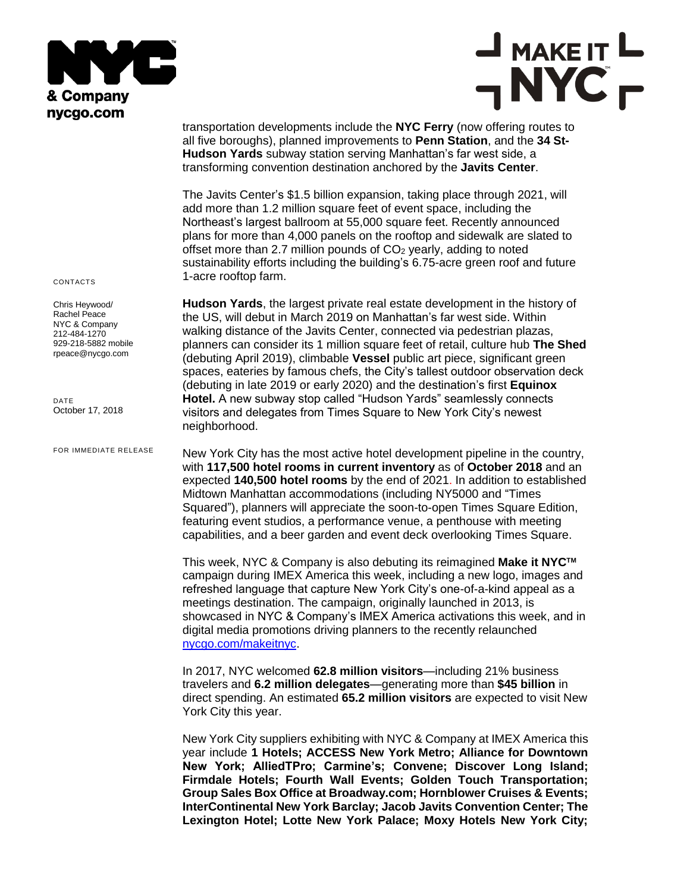CONTACTS

Chris Heywood/
Rachel Peace
NYC & Company
212-484-1270
929-218-5882 mobile
rpeace@nycgo.com

DATE
October 17, 2018

FOR IMMEDIATE RELEASE

transportation developments include the **NYC Ferry** (now offering routes to all five boroughs), planned improvements to **Penn Station**, and the **34 St-Hudson Yards** subway station serving Manhattan's far west side, a transforming convention destination anchored by the **Javits Center**.

The Javits Center's $1.5 billion expansion, taking place through 2021, will add more than 1.2 million square feet of event space, including the Northeast's largest ballroom at 55,000 square feet. Recently announced plans for more than 4,000 panels on the rooftop and sidewalk are slated to offset more than 2.7 million pounds of $CO_2$ yearly, adding to noted sustainability efforts including the building's 6.75-acre green roof and future 1-acre rooftop farm.

**Hudson Yards**, the largest private real estate development in the history of the US, will debut in March 2019 on Manhattan's far west side. Within walking distance of the Javits Center, connected via pedestrian plazas, planners can consider its 1 million square feet of retail, culture hub **The Shed** (debuting April 2019), climbable **Vessel** public art piece, significant green spaces, eateries by famous chefs, the City's tallest outdoor observation deck (debuting in late 2019 or early 2020) and the destination's first **Equinox Hotel.** A new subway stop called "Hudson Yards" seamlessly connects visitors and delegates from Times Square to New York City's newest neighborhood.

New York City has the most active hotel development pipeline in the country, with **117,500 hotel rooms in current inventory** as of **October 2018** and an expected **140,500 hotel rooms** by the end of 2021. In addition to established Midtown Manhattan accommodations (including NY5000 and "Times Squared"), planners will appreciate the soon-to-open Times Square Edition, featuring event studios, a performance venue, a penthouse with meeting capabilities, and a beer garden and event deck overlooking Times Square.

This week, NYC & Company is also debuting its reimagined **Make it NYC™** campaign during IMEX America this week, including a new logo, images and refreshed language that capture New York City's one-of-a-kind appeal as a meetings destination. The campaign, originally launched in 2013, is showcased in NYC & Company's IMEX America activations this week, and in digital media promotions driving planners to the recently relaunched [nycgo.com/makeitnyc](nycgo.com/makeitnyc).

In 2017, NYC welcomed **62.8 million visitors**—including 21% business travelers and **6.2 million delegates**—generating more than **$45 billion** in direct spending. An estimated **65.2 million visitors** are expected to visit New York City this year.

New York City suppliers exhibiting with NYC & Company at IMEX America this year include **1 Hotels; ACCESS New York Metro; Alliance for Downtown New York; AlliedTPro; Carmine's; Convene; Discover Long Island; Firmdale Hotels; Fourth Wall Events; Golden Touch Transportation; Group Sales Box Office at Broadway.com; Hornblower Cruises & Events; InterContinental New York Barclay; Jacob Javits Convention Center; The Lexington Hotel; Lotte New York Palace; Moxy Hotels New York City;**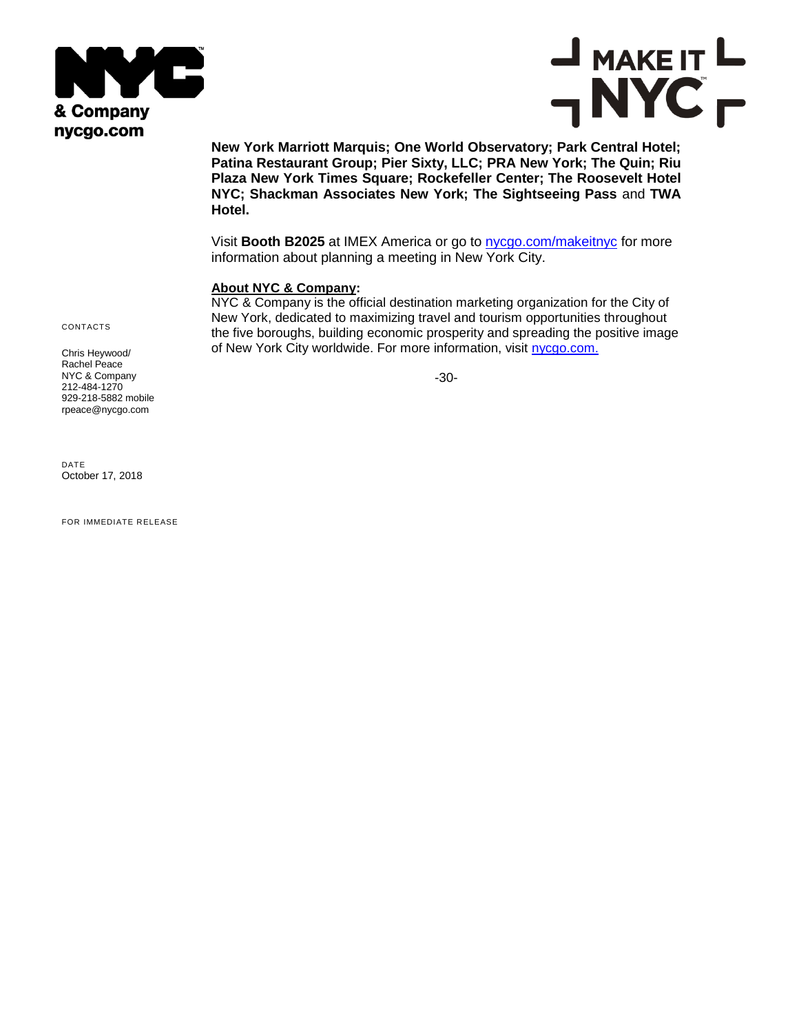**New York Marriott Marquis; One World Observatory; Park Central Hotel; Patina Restaurant Group; Pier Sixty, LLC; PRA New York; The Quin; Riu Plaza New York Times Square; Rockefeller Center; The Roosevelt Hotel NYC; Shackman Associates New York; The Sightseeing Pass** and **TWA Hotel.**

Visit **Booth B2025** at IMEX America or go to nycgo.com/makeitnyc for more information about planning a meeting in New York City.

**About NYC & Company:**

NYC & Company is the official destination marketing organization for the City of New York, dedicated to maximizing travel and tourism opportunities throughout the five boroughs, building economic prosperity and spreading the positive image of New York City worldwide. For more information, visit nycgo.com.

-30-

CONTACTS

Chris Heywood/
Rachel Peace
NYC & Company
212-484-1270
929-218-5882 mobile
rpeace@nycgo.com

DATE
October 17, 2018

FOR IMMEDIATE RELEASE